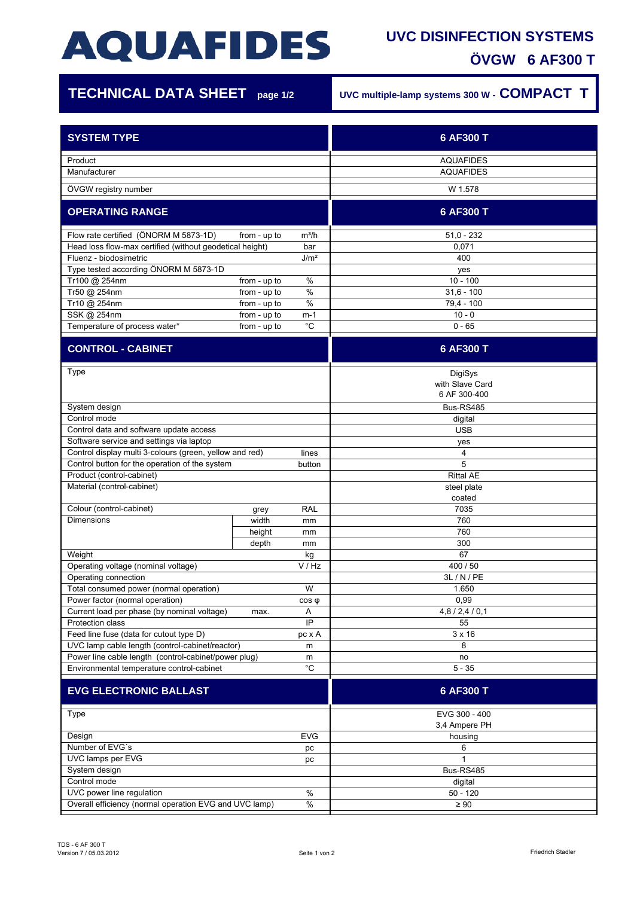# AQUAFIDES

## UVC DISINFECTION SYSTEMS

## ÖVGW 6 AF300 T

**TECHNICAL DATA SHEET** page 1/2

**UVC multiple-lamp systems 300 W - COMPACT T**

| SYSTEM TYPE | | | 6 AF300 T |
|---|---|---|---|
| Product | | | AQUAFIDES |
| Manufacturer | | | AQUAFIDES |
| ÖVGW registry number | | | W 1.578 |
| **OPERATING RANGE** | | | **6 AF300 T** |
| Flow rate certified (ÖNORM M 5873-1D) | from - up to | m³/h | 51,0 - 232 |
| Head loss flow-max certified (without geodetical height) | | bar | 0,071 |
| Fluenz - biodosimetric | | J/m² | 400 |
| Type tested according ÖNORM M 5873-1D | | | yes |
| Tr100 @ 254nm | from - up to | % | 10 - 100 |
| Tr50 @ 254nm | from - up to | % | 31,6 - 100 |
| Tr10 @ 254nm | from - up to | % | 79,4 - 100 |
| SSK @ 254nm | from - up to | m-1 | 10 - 0 |
| Temperature of process water* | from - up to | °C | 0 - 65 |
| **CONTROL - CABINET** | | | **6 AF300 T** |
| Type | | | DigiSys with Slave Card 6 AF 300-400 |
| System design | | | Bus-RS485 |
| Control mode | | | digital |
| Control data and software update access | | | USB |
| Software service and settings via laptop | | | yes |
| Control display multi 3-colours (green, yellow and red) | | lines | 4 |
| Control button for the operation of the system | | button | 5 |
| Product (control-cabinet) | | | Rittal AE |
| Material (control-cabinet) | | | steel plate coated |
| Colour (control-cabinet) | grey | RAL | 7035 |
| Dimensions | width | mm | 760 |
| | height | mm | 760 |
| | depth | mm | 300 |
| Weight | | kg | 67 |
| Operating voltage (nominal voltage) | | V / Hz | 400 / 50 |
| Operating connection | | | 3L / N / PE |
| Total consumed power (normal operation) | | W | 1.650 |
| Power factor (normal operation) | | cos φ | 0,99 |
| Current load per phase (by nominal voltage) | max. | A | 4,8 / 2,4 / 0,1 |
| Protection class | | IP | 55 |
| Feed line fuse (data for cutout type D) | | pc x A | 3 x 16 |
| UVC lamp cable length (control-cabinet/reactor) | | m | 8 |
| Power line cable length (control-cabinet/power plug) | | m | no |
| Environmental temperature control-cabinet | | °C | 5 - 35 |
| **EVG ELECTRONIC BALLAST** | | | **6 AF300 T** |
| Type | | | EVG 300 - 400 3,4 Ampere PH |
| Design | | EVG | housing |
| Number of EVG´s | | pc | 6 |
| UVC lamps per EVG | | pc | 1 |
| System design | | | Bus-RS485 |
| Control mode | | | digital |
| UVC power line regulation | | % | 50 - 120 |
| Overall efficiency (normal operation EVG and UVC lamp) | | % | ≥ 90 |

TDS - 6 AF 300 T
Version 7 / 05.03.2012

Friedrich Stadler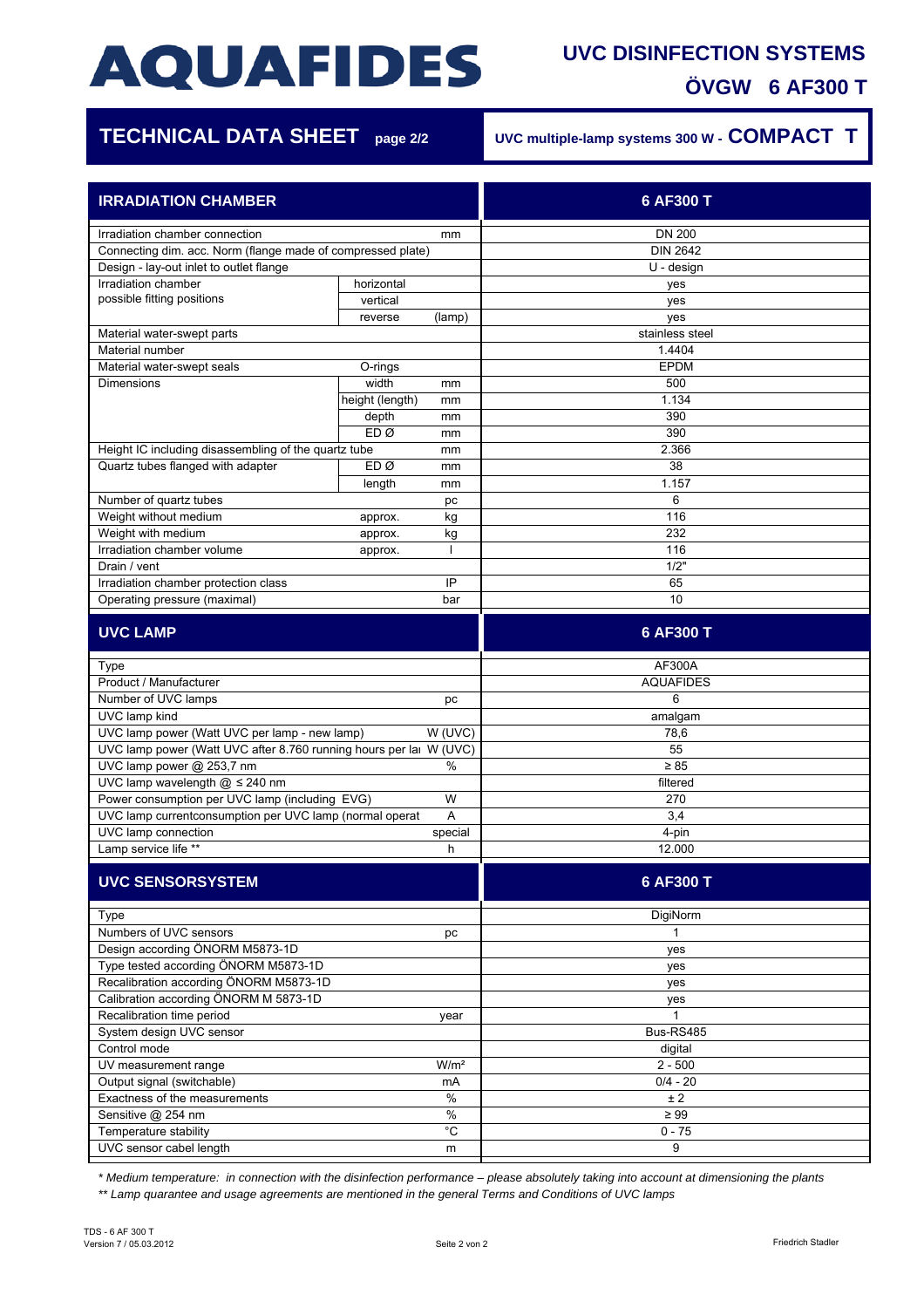# AQUAFIDES

## UVC DISINFECTION SYSTEMS

## ÖVGW 6 AF300 T

## TECHNICAL DATA SHEET page 2/2

UVC multiple-lamp systems 300 W - **COMPACT T**

| IRRADIATION CHAMBER | | | 6 AF300 T |
|---|---|---|---|
| Irradiation chamber connection | | mm | DN 200 |
| Connecting dim. acc. Norm (flange made of compressed plate) | | | DIN 2642 |
| Design - lay-out inlet to outlet flange | | | U - design |
| Irradiation chamber possible fitting positions | horizontal | | yes |
| | vertical | | yes |
| | reverse | (lamp) | yes |
| Material water-swept parts | | | stainless steel |
| Material number | | | 1.4404 |
| Material water-swept seals | O-rings | | EPDM |
| Dimensions | width | mm | 500 |
| | height (length) | mm | 1.134 |
| | depth | mm | 390 |
| | ED Ø | mm | 390 |
| Height IC including disassembling of the quartz tube | | mm | 2.366 |
| Quartz tubes flanged with adapter | ED Ø | mm | 38 |
| | length | mm | 1.157 |
| Number of quartz tubes | | pc | 6 |
| Weight without medium | approx. | kg | 116 |
| Weight with medium | approx. | kg | 232 |
| Irradiation chamber volume | approx. | l | 116 |
| Drain / vent | | | 1/2" |
| Irradiation chamber protection class | | IP | 65 |
| Operating pressure (maximal) | | bar | 10 |

| UVC LAMP | | 6 AF300 T |
|---|---|---|
| Type | | AF300A |
| Product / Manufacturer | | AQUAFIDES |
| Number of UVC lamps | pc | 6 |
| UVC lamp kind | | amalgam |
| UVC lamp power (Watt UVC per lamp - new lamp) | W (UVC) | 78,6 |
| UVC lamp power (Watt UVC after 8.760 running hours per lai | W (UVC) | 55 |
| UVC lamp power @ 253,7 nm | % | ≥ 85 |
| UVC lamp wavelength @ ≤ 240 nm | | filtered |
| Power consumption per UVC lamp (including EVG) | W | 270 |
| UVC lamp currentconsumption per UVC lamp (normal operat | A | 3,4 |
| UVC lamp connection | special | 4-pin |
| Lamp service life ** | h | 12.000 |

| UVC SENSORSYSTEM | | 6 AF300 T |
|---|---|---|
| Type | | DigiNorm |
| Numbers of UVC sensors | pc | 1 |
| Design according ÖNORM M5873-1D | | yes |
| Type tested according ÖNORM M5873-1D | | yes |
| Recalibration according ÖNORM M5873-1D | | yes |
| Calibration according ÖNORM M 5873-1D | | yes |
| Recalibration time period | year | 1 |
| System design UVC sensor | | Bus-RS485 |
| Control mode | | digital |
| UV measurement range | W/m² | 2 - 500 |
| Output signal (switchable) | mA | 0/4 - 20 |
| Exactness of the measurements | % | ± 2 |
| Sensitive @ 254 nm | % | ≥ 99 |
| Temperature stability | °C | 0 - 75 |
| UVC sensor cabel length | m | 9 |

*\* Medium temperature: in connection with the disinfection performance – please absolutely taking into account at dimensioning the plants*

*\*\* Lamp quarantee and usage agreements are mentioned in the general Terms and Conditions of UVC lamps*

TDS - 6 AF 300 T
Version 7 / 05.03.2012

Friedrich Stadler